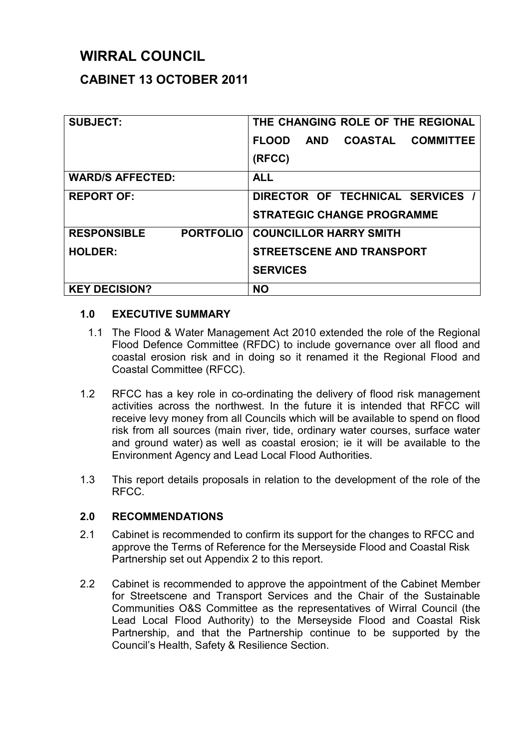# WIRRAL COUNCIL

## CABINET 13 OCTOBER 2011

| | |
|---|---|
| **SUBJECT:** | **THE CHANGING ROLE OF THE REGIONAL FLOOD AND COASTAL COMMITTEE (RFCC)** |
| **WARD/S AFFECTED:** | **ALL** |
| **REPORT OF:** | **DIRECTOR OF TECHNICAL SERVICES / STRATEGIC CHANGE PROGRAMME** |
| **RESPONSIBLE PORTFOLIO HOLDER:** | **COUNCILLOR HARRY SMITH STREETSCENE AND TRANSPORT SERVICES** |
| **KEY DECISION?** | **NO** |

### 1.0 EXECUTIVE SUMMARY

1.1 The Flood & Water Management Act 2010 extended the role of the Regional Flood Defence Committee (RFDC) to include governance over all flood and coastal erosion risk and in doing so it renamed it the Regional Flood and Coastal Committee (RFCC).

1.2 RFCC has a key role in co-ordinating the delivery of flood risk management activities across the northwest. In the future it is intended that RFCC will receive levy money from all Councils which will be available to spend on flood risk from all sources (main river, tide, ordinary water courses, surface water and ground water) as well as coastal erosion; ie it will be available to the Environment Agency and Lead Local Flood Authorities.

1.3 This report details proposals in relation to the development of the role of the RFCC.

### 2.0 RECOMMENDATIONS

2.1 Cabinet is recommended to confirm its support for the changes to RFCC and approve the Terms of Reference for the Merseyside Flood and Coastal Risk Partnership set out Appendix 2 to this report.

2.2 Cabinet is recommended to approve the appointment of the Cabinet Member for Streetscene and Transport Services and the Chair of the Sustainable Communities O&S Committee as the representatives of Wirral Council (the Lead Local Flood Authority) to the Merseyside Flood and Coastal Risk Partnership, and that the Partnership continue to be supported by the Council's Health, Safety & Resilience Section.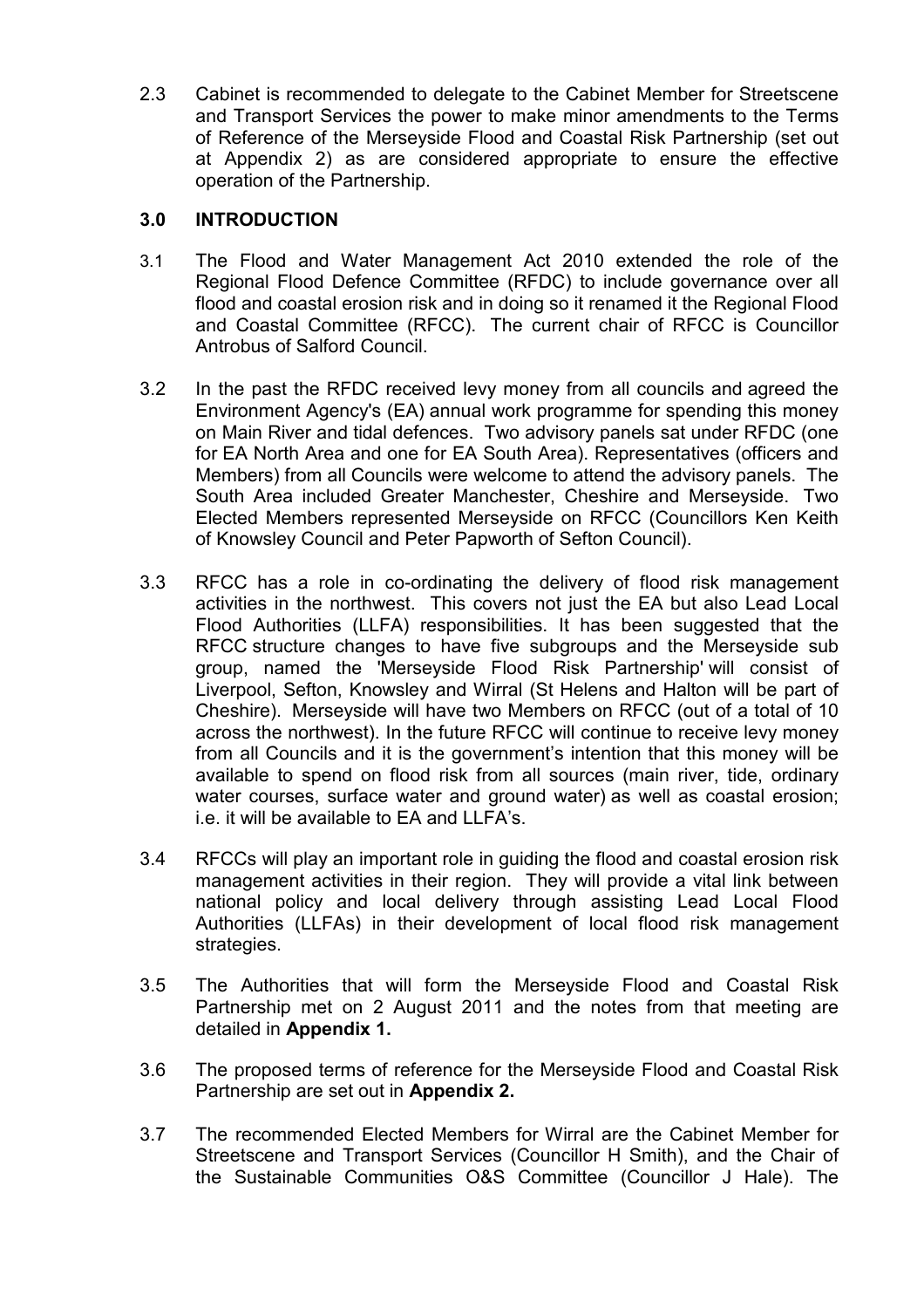2.3 Cabinet is recommended to delegate to the Cabinet Member for Streetscene and Transport Services the power to make minor amendments to the Terms of Reference of the Merseyside Flood and Coastal Risk Partnership (set out at Appendix 2) as are considered appropriate to ensure the effective operation of the Partnership.

## 3.0 INTRODUCTION

3.1 The Flood and Water Management Act 2010 extended the role of the Regional Flood Defence Committee (RFDC) to include governance over all flood and coastal erosion risk and in doing so it renamed it the Regional Flood and Coastal Committee (RFCC). The current chair of RFCC is Councillor Antrobus of Salford Council.

3.2 In the past the RFDC received levy money from all councils and agreed the Environment Agency's (EA) annual work programme for spending this money on Main River and tidal defences. Two advisory panels sat under RFDC (one for EA North Area and one for EA South Area). Representatives (officers and Members) from all Councils were welcome to attend the advisory panels. The South Area included Greater Manchester, Cheshire and Merseyside. Two Elected Members represented Merseyside on RFCC (Councillors Ken Keith of Knowsley Council and Peter Papworth of Sefton Council).

3.3 RFCC has a role in co-ordinating the delivery of flood risk management activities in the northwest. This covers not just the EA but also Lead Local Flood Authorities (LLFA) responsibilities. It has been suggested that the RFCC structure changes to have five subgroups and the Merseyside sub group, named the 'Merseyside Flood Risk Partnership' will consist of Liverpool, Sefton, Knowsley and Wirral (St Helens and Halton will be part of Cheshire). Merseyside will have two Members on RFCC (out of a total of 10 across the northwest). In the future RFCC will continue to receive levy money from all Councils and it is the government's intention that this money will be available to spend on flood risk from all sources (main river, tide, ordinary water courses, surface water and ground water) as well as coastal erosion; i.e. it will be available to EA and LLFA's.

3.4 RFCCs will play an important role in guiding the flood and coastal erosion risk management activities in their region. They will provide a vital link between national policy and local delivery through assisting Lead Local Flood Authorities (LLFAs) in their development of local flood risk management strategies.

3.5 The Authorities that will form the Merseyside Flood and Coastal Risk Partnership met on 2 August 2011 and the notes from that meeting are detailed in **Appendix 1.**

3.6 The proposed terms of reference for the Merseyside Flood and Coastal Risk Partnership are set out in **Appendix 2.**

3.7 The recommended Elected Members for Wirral are the Cabinet Member for Streetscene and Transport Services (Councillor H Smith), and the Chair of the Sustainable Communities O&S Committee (Councillor J Hale). The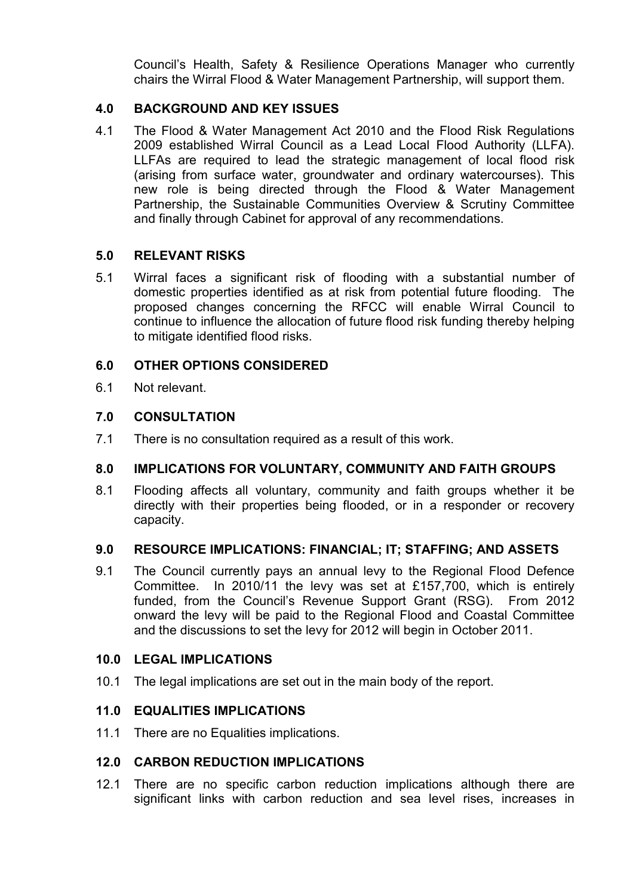Council's Health, Safety & Resilience Operations Manager who currently chairs the Wirral Flood & Water Management Partnership, will support them.

## 4.0 BACKGROUND AND KEY ISSUES

4.1 The Flood & Water Management Act 2010 and the Flood Risk Regulations 2009 established Wirral Council as a Lead Local Flood Authority (LLFA). LLFAs are required to lead the strategic management of local flood risk (arising from surface water, groundwater and ordinary watercourses). This new role is being directed through the Flood & Water Management Partnership, the Sustainable Communities Overview & Scrutiny Committee and finally through Cabinet for approval of any recommendations.

## 5.0 RELEVANT RISKS

5.1 Wirral faces a significant risk of flooding with a substantial number of domestic properties identified as at risk from potential future flooding. The proposed changes concerning the RFCC will enable Wirral Council to continue to influence the allocation of future flood risk funding thereby helping to mitigate identified flood risks.

## 6.0 OTHER OPTIONS CONSIDERED

6.1 Not relevant.

## 7.0 CONSULTATION

7.1 There is no consultation required as a result of this work.

## 8.0 IMPLICATIONS FOR VOLUNTARY, COMMUNITY AND FAITH GROUPS

8.1 Flooding affects all voluntary, community and faith groups whether it be directly with their properties being flooded, or in a responder or recovery capacity.

## 9.0 RESOURCE IMPLICATIONS: FINANCIAL; IT; STAFFING; AND ASSETS

9.1 The Council currently pays an annual levy to the Regional Flood Defence Committee. In 2010/11 the levy was set at £157,700, which is entirely funded, from the Council's Revenue Support Grant (RSG). From 2012 onward the levy will be paid to the Regional Flood and Coastal Committee and the discussions to set the levy for 2012 will begin in October 2011.

## 10.0 LEGAL IMPLICATIONS

10.1 The legal implications are set out in the main body of the report.

## 11.0 EQUALITIES IMPLICATIONS

11.1 There are no Equalities implications.

## 12.0 CARBON REDUCTION IMPLICATIONS

12.1 There are no specific carbon reduction implications although there are significant links with carbon reduction and sea level rises, increases in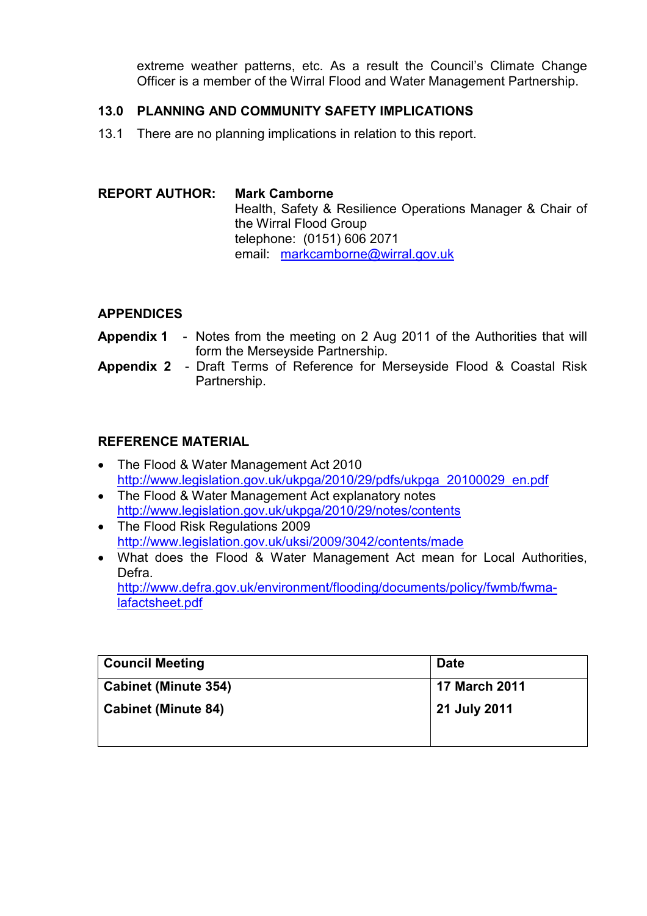extreme weather patterns, etc. As a result the Council's Climate Change Officer is a member of the Wirral Flood and Water Management Partnership.

## 13.0 PLANNING AND COMMUNITY SAFETY IMPLICATIONS

13.1 There are no planning implications in relation to this report.

**REPORT AUTHOR:** **Mark Camborne**
Health, Safety & Resilience Operations Manager & Chair of the Wirral Flood Group
telephone: (0151) 606 2071
email: markcamborne@wirral.gov.uk

## APPENDICES

**Appendix 1** - Notes from the meeting on 2 Aug 2011 of the Authorities that will form the Merseyside Partnership.

**Appendix 2** - Draft Terms of Reference for Merseyside Flood & Coastal Risk Partnership.

## REFERENCE MATERIAL

- The Flood & Water Management Act 2010
  http://www.legislation.gov.uk/ukpga/2010/29/pdfs/ukpga_20100029_en.pdf
- The Flood & Water Management Act explanatory notes
  http://www.legislation.gov.uk/ukpga/2010/29/notes/contents
- The Flood Risk Regulations 2009
  http://www.legislation.gov.uk/uksi/2009/3042/contents/made
- What does the Flood & Water Management Act mean for Local Authorities, Defra.
  http://www.defra.gov.uk/environment/flooding/documents/policy/fwmb/fwma-lafactsheet.pdf

| Council Meeting | Date |
| --- | --- |
| **Cabinet (Minute 354)** | **17 March 2011** |
| **Cabinet (Minute 84)** | **21 July 2011** |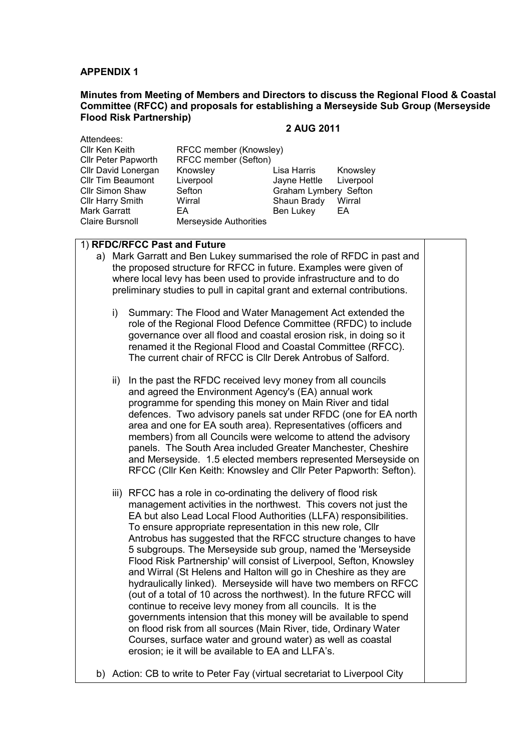**APPENDIX 1**

**Minutes from Meeting of Members and Directors to discuss the Regional Flood & Coastal Committee (RFCC) and proposals for establishing a Merseyside Sub Group (Merseyside Flood Risk Partnership)**

**2 AUG 2011**

Attendees:

| | | | |
|---|---|---|---|
| Cllr Ken Keith | RFCC member (Knowsley) | | |
| Cllr Peter Papworth | RFCC member (Sefton) | | |
| Cllr David Lonergan | Knowsley | Lisa Harris | Knowsley |
| Cllr Tim Beaumont | Liverpool | Jayne Hettle | Liverpool |
| Cllr Simon Shaw | Sefton | Graham Lymbery | Sefton |
| Cllr Harry Smith | Wirral | Shaun Brady | Wirral |
| Mark Garratt | EA | Ben Lukey | EA |
| Claire Bursnoll | Merseyside Authorities | | |

1) **RFDC/RFCC Past and Future**

a) Mark Garratt and Ben Lukey summarised the role of RFDC in past and the proposed structure for RFCC in future. Examples were given of where local levy has been used to provide infrastructure and to do preliminary studies to pull in capital grant and external contributions.

   i) Summary: The Flood and Water Management Act extended the role of the Regional Flood Defence Committee (RFDC) to include governance over all flood and coastal erosion risk, in doing so it renamed it the Regional Flood and Coastal Committee (RFCC). The current chair of RFCC is Cllr Derek Antrobus of Salford.

   ii) In the past the RFDC received levy money from all councils and agreed the Environment Agency's (EA) annual work programme for spending this money on Main River and tidal defences. Two advisory panels sat under RFDC (one for EA north area and one for EA south area). Representatives (officers and members) from all Councils were welcome to attend the advisory panels. The South Area included Greater Manchester, Cheshire and Merseyside. 1.5 elected members represented Merseyside on RFCC (Cllr Ken Keith: Knowsley and Cllr Peter Papworth: Sefton).

   iii) RFCC has a role in co-ordinating the delivery of flood risk management activities in the northwest. This covers not just the EA but also Lead Local Flood Authorities (LLFA) responsibilities. To ensure appropriate representation in this new role, Cllr Antrobus has suggested that the RFCC structure changes to have 5 subgroups. The Merseyside sub group, named the 'Merseyside Flood Risk Partnership' will consist of Liverpool, Sefton, Knowsley and Wirral (St Helens and Halton will go in Cheshire as they are hydraulically linked). Merseyside will have two members on RFCC (out of a total of 10 across the northwest). In the future RFCC will continue to receive levy money from all councils. It is the governments intension that this money will be available to spend on flood risk from all sources (Main River, tide, Ordinary Water Courses, surface water and ground water) as well as coastal erosion; ie it will be available to EA and LLFA's.

b) Action: CB to write to Peter Fay (virtual secretariat to Liverpool City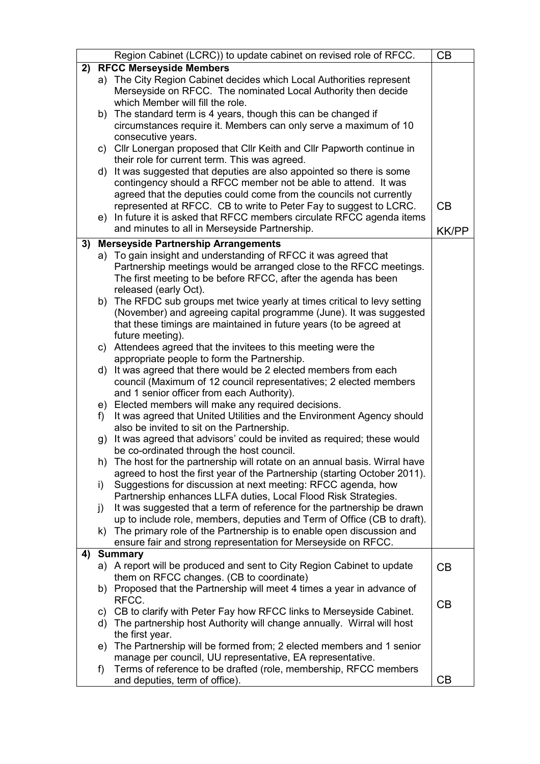| | | |
|---|---|---|
| | Region Cabinet (LCRC)) to update cabinet on revised role of RFCC. | CB |
| **2)** | **RFCC Merseyside Members**<br>a) The City Region Cabinet decides which Local Authorities represent Merseyside on RFCC. The nominated Local Authority then decide which Member will fill the role.<br>b) The standard term is 4 years, though this can be changed if circumstances require it. Members can only serve a maximum of 10 consecutive years.<br>c) Cllr Lonergan proposed that Cllr Keith and Cllr Papworth continue in their role for current term. This was agreed.<br>d) It was suggested that deputies are also appointed so there is some contingency should a RFCC member not be able to attend. It was agreed that the deputies could come from the councils not currently represented at RFCC. CB to write to Peter Fay to suggest to LCRC.<br>e) In future it is asked that RFCC members circulate RFCC agenda items and minutes to all in Merseyside Partnership. | CB<br><br>KK/PP |
| **3)** | **Merseyside Partnership Arrangements**<br>a) To gain insight and understanding of RFCC it was agreed that Partnership meetings would be arranged close to the RFCC meetings. The first meeting to be before RFCC, after the agenda has been released (early Oct).<br>b) The RFDC sub groups met twice yearly at times critical to levy setting (November) and agreeing capital programme (June). It was suggested that these timings are maintained in future years (to be agreed at future meeting).<br>c) Attendees agreed that the invitees to this meeting were the appropriate people to form the Partnership.<br>d) It was agreed that there would be 2 elected members from each council (Maximum of 12 council representatives; 2 elected members and 1 senior officer from each Authority).<br>e) Elected members will make any required decisions.<br>f) It was agreed that United Utilities and the Environment Agency should also be invited to sit on the Partnership.<br>g) It was agreed that advisors' could be invited as required; these would be co-ordinated through the host council.<br>h) The host for the partnership will rotate on an annual basis. Wirral have agreed to host the first year of the Partnership (starting October 2011).<br>i) Suggestions for discussion at next meeting: RFCC agenda, how Partnership enhances LLFA duties, Local Flood Risk Strategies.<br>j) It was suggested that a term of reference for the partnership be drawn up to include role, members, deputies and Term of Office (CB to draft).<br>k) The primary role of the Partnership is to enable open discussion and ensure fair and strong representation for Merseyside on RFCC. | |
| **4)** | **Summary**<br>a) A report will be produced and sent to City Region Cabinet to update them on RFCC changes. (CB to coordinate)<br>b) Proposed that the Partnership will meet 4 times a year in advance of RFCC.<br>c) CB to clarify with Peter Fay how RFCC links to Merseyside Cabinet.<br>d) The partnership host Authority will change annually. Wirral will host the first year.<br>e) The Partnership will be formed from; 2 elected members and 1 senior manage per council, UU representative, EA representative.<br>f) Terms of reference to be drafted (role, membership, RFCC members and deputies, term of office). | CB<br><br>CB<br><br>CB |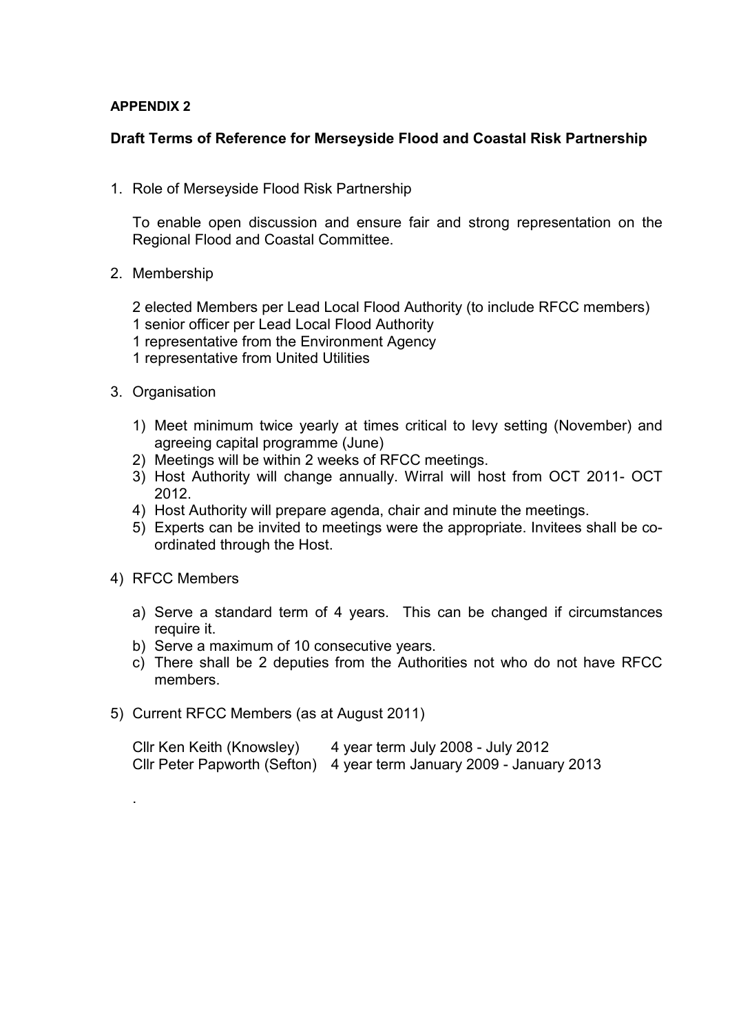**APPENDIX 2**

**Draft Terms of Reference for Merseyside Flood and Coastal Risk Partnership**

1. Role of Merseyside Flood Risk Partnership

   To enable open discussion and ensure fair and strong representation on the Regional Flood and Coastal Committee.

2. Membership

   2 elected Members per Lead Local Flood Authority (to include RFCC members)
   1 senior officer per Lead Local Flood Authority
   1 representative from the Environment Agency
   1 representative from United Utilities

3. Organisation

   1) Meet minimum twice yearly at times critical to levy setting (November) and agreeing capital programme (June)
   2) Meetings will be within 2 weeks of RFCC meetings.
   3) Host Authority will change annually. Wirral will host from OCT 2011- OCT 2012.
   4) Host Authority will prepare agenda, chair and minute the meetings.
   5) Experts can be invited to meetings were the appropriate. Invitees shall be co-ordinated through the Host.

4) RFCC Members

   a) Serve a standard term of 4 years. This can be changed if circumstances require it.
   b) Serve a maximum of 10 consecutive years.
   c) There shall be 2 deputies from the Authorities not who do not have RFCC members.

5) Current RFCC Members (as at August 2011)

   Cllr Ken Keith (Knowsley) 4 year term July 2008 - July 2012
   Cllr Peter Papworth (Sefton) 4 year term January 2009 - January 2013

   .